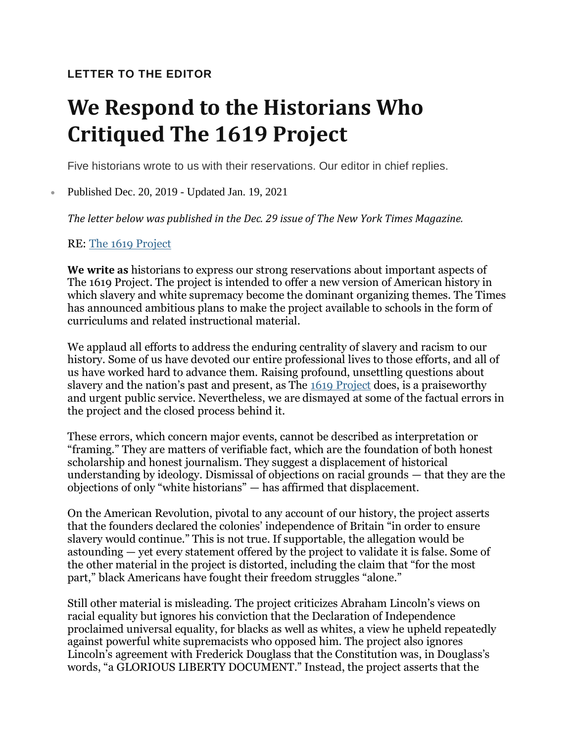**LETTER TO THE EDITOR**

# We Respond to the Historians Who Critiqued The 1619 Project

Five historians wrote to us with their reservations. Our editor in chief replies.

- Published Dec. 20, 2019 - Updated Jan. 19, 2021

*The letter below was published in the Dec. 29 issue of The New York Times Magazine.*

RE: [The 1619 Project]

**We write as** historians to express our strong reservations about important aspects of The 1619 Project. The project is intended to offer a new version of American history in which slavery and white supremacy become the dominant organizing themes. The Times has announced ambitious plans to make the project available to schools in the form of curriculums and related instructional material.

We applaud all efforts to address the enduring centrality of slavery and racism to our history. Some of us have devoted our entire professional lives to those efforts, and all of us have worked hard to advance them. Raising profound, unsettling questions about slavery and the nation's past and present, as The [1619 Project] does, is a praiseworthy and urgent public service. Nevertheless, we are dismayed at some of the factual errors in the project and the closed process behind it.

These errors, which concern major events, cannot be described as interpretation or "framing." They are matters of verifiable fact, which are the foundation of both honest scholarship and honest journalism. They suggest a displacement of historical understanding by ideology. Dismissal of objections on racial grounds — that they are the objections of only "white historians" — has affirmed that displacement.

On the American Revolution, pivotal to any account of our history, the project asserts that the founders declared the colonies' independence of Britain "in order to ensure slavery would continue." This is not true. If supportable, the allegation would be astounding — yet every statement offered by the project to validate it is false. Some of the other material in the project is distorted, including the claim that "for the most part," black Americans have fought their freedom struggles "alone."

Still other material is misleading. The project criticizes Abraham Lincoln's views on racial equality but ignores his conviction that the Declaration of Independence proclaimed universal equality, for blacks as well as whites, a view he upheld repeatedly against powerful white supremacists who opposed him. The project also ignores Lincoln's agreement with Frederick Douglass that the Constitution was, in Douglass's words, "a GLORIOUS LIBERTY DOCUMENT." Instead, the project asserts that the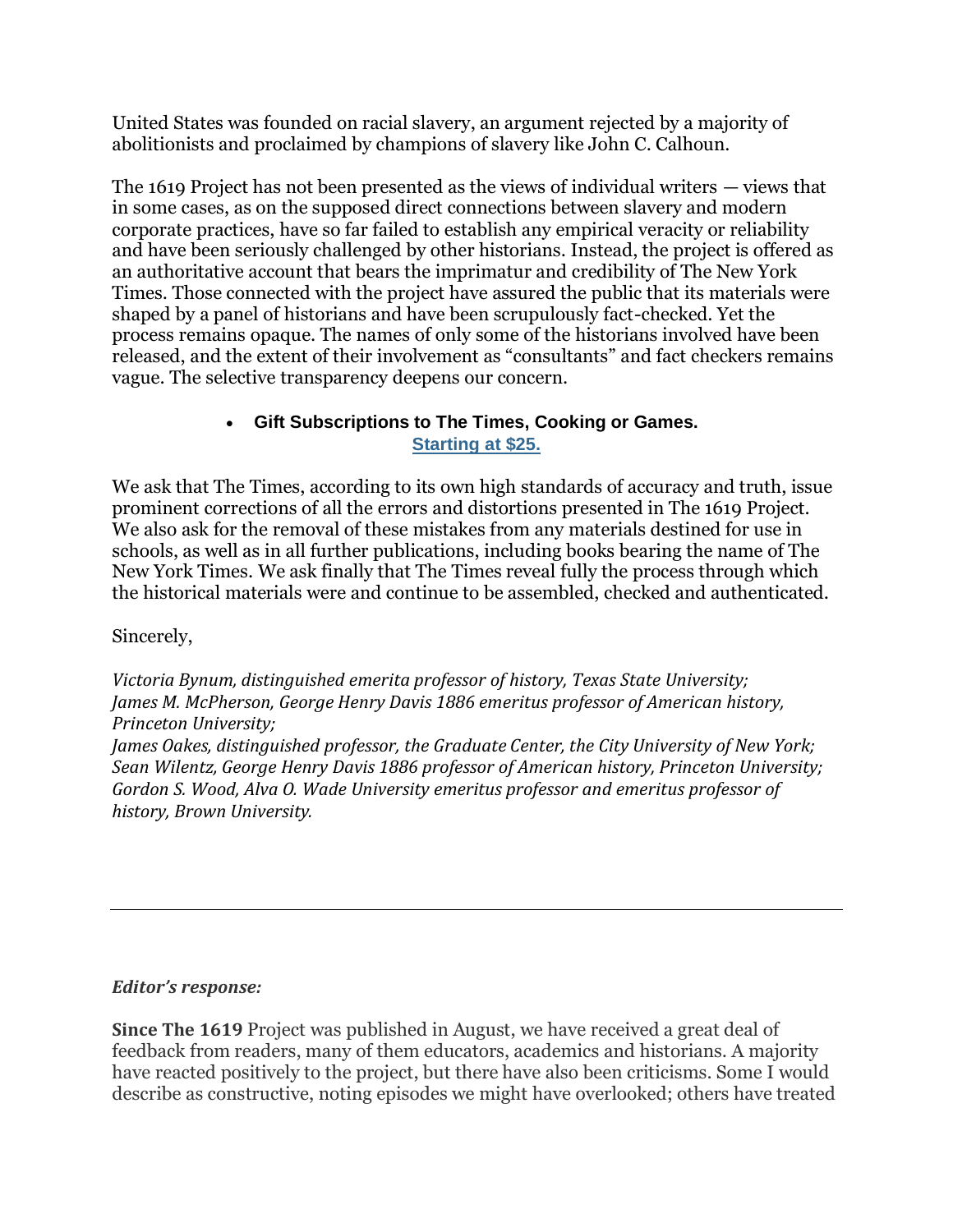United States was founded on racial slavery, an argument rejected by a majority of abolitionists and proclaimed by champions of slavery like John C. Calhoun.

The 1619 Project has not been presented as the views of individual writers — views that in some cases, as on the supposed direct connections between slavery and modern corporate practices, have so far failed to establish any empirical veracity or reliability and have been seriously challenged by other historians. Instead, the project is offered as an authoritative account that bears the imprimatur and credibility of The New York Times. Those connected with the project have assured the public that its materials were shaped by a panel of historians and have been scrupulously fact-checked. Yet the process remains opaque. The names of only some of the historians involved have been released, and the extent of their involvement as "consultants" and fact checkers remains vague. The selective transparency deepens our concern.

- **Gift Subscriptions to The Times, Cooking or Games.** **Starting at $25.**

We ask that The Times, according to its own high standards of accuracy and truth, issue prominent corrections of all the errors and distortions presented in The 1619 Project. We also ask for the removal of these mistakes from any materials destined for use in schools, as well as in all further publications, including books bearing the name of The New York Times. We ask finally that The Times reveal fully the process through which the historical materials were and continue to be assembled, checked and authenticated.

Sincerely,

*Victoria Bynum, distinguished emerita professor of history, Texas State University;*
*James M. McPherson, George Henry Davis 1886 emeritus professor of American history, Princeton University;*
*James Oakes, distinguished professor, the Graduate Center, the City University of New York;*
*Sean Wilentz, George Henry Davis 1886 professor of American history, Princeton University;*
*Gordon S. Wood, Alva O. Wade University emeritus professor and emeritus professor of history, Brown University.*

---

***Editor's response:***

**Since The 1619** Project was published in August, we have received a great deal of feedback from readers, many of them educators, academics and historians. A majority have reacted positively to the project, but there have also been criticisms. Some I would describe as constructive, noting episodes we might have overlooked; others have treated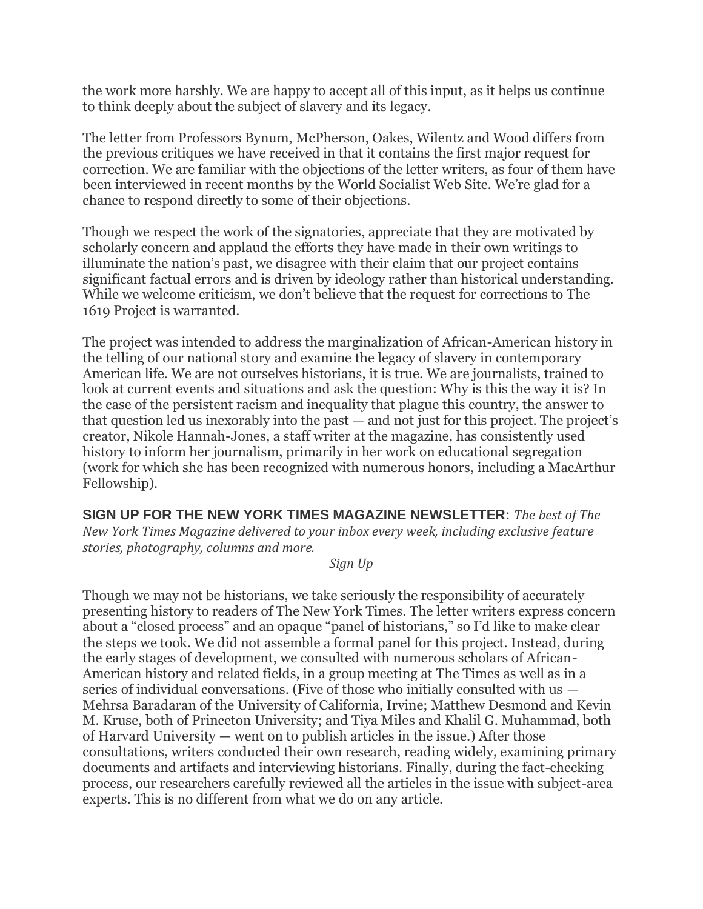the work more harshly. We are happy to accept all of this input, as it helps us continue to think deeply about the subject of slavery and its legacy.

The letter from Professors Bynum, McPherson, Oakes, Wilentz and Wood differs from the previous critiques we have received in that it contains the first major request for correction. We are familiar with the objections of the letter writers, as four of them have been interviewed in recent months by the World Socialist Web Site. We're glad for a chance to respond directly to some of their objections.

Though we respect the work of the signatories, appreciate that they are motivated by scholarly concern and applaud the efforts they have made in their own writings to illuminate the nation's past, we disagree with their claim that our project contains significant factual errors and is driven by ideology rather than historical understanding. While we welcome criticism, we don't believe that the request for corrections to The 1619 Project is warranted.

The project was intended to address the marginalization of African-American history in the telling of our national story and examine the legacy of slavery in contemporary American life. We are not ourselves historians, it is true. We are journalists, trained to look at current events and situations and ask the question: Why is this the way it is? In the case of the persistent racism and inequality that plague this country, the answer to that question led us inexorably into the past — and not just for this project. The project's creator, Nikole Hannah-Jones, a staff writer at the magazine, has consistently used history to inform her journalism, primarily in her work on educational segregation (work for which she has been recognized with numerous honors, including a MacArthur Fellowship).

**SIGN UP FOR THE NEW YORK TIMES MAGAZINE NEWSLETTER:** *The best of The New York Times Magazine delivered to your inbox every week, including exclusive feature stories, photography, columns and more.*

*Sign Up*

Though we may not be historians, we take seriously the responsibility of accurately presenting history to readers of The New York Times. The letter writers express concern about a "closed process" and an opaque "panel of historians," so I'd like to make clear the steps we took. We did not assemble a formal panel for this project. Instead, during the early stages of development, we consulted with numerous scholars of African-American history and related fields, in a group meeting at The Times as well as in a series of individual conversations. (Five of those who initially consulted with us — Mehrsa Baradaran of the University of California, Irvine; Matthew Desmond and Kevin M. Kruse, both of Princeton University; and Tiya Miles and Khalil G. Muhammad, both of Harvard University — went on to publish articles in the issue.) After those consultations, writers conducted their own research, reading widely, examining primary documents and artifacts and interviewing historians. Finally, during the fact-checking process, our researchers carefully reviewed all the articles in the issue with subject-area experts. This is no different from what we do on any article.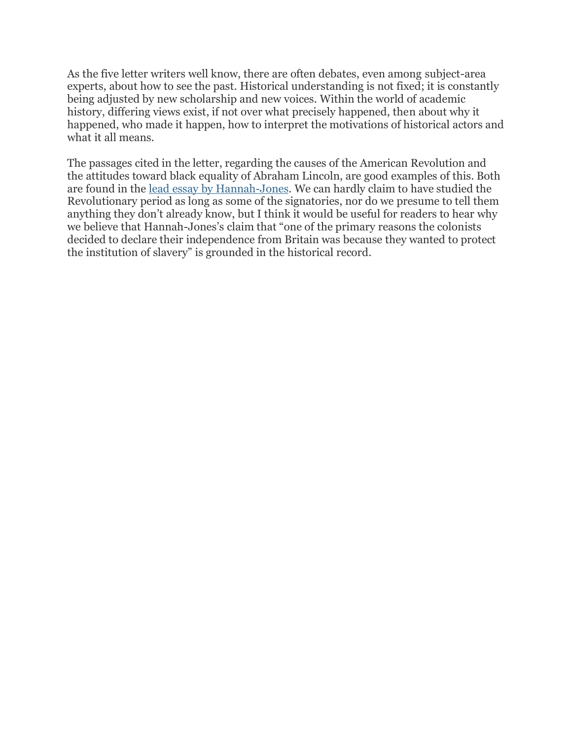As the five letter writers well know, there are often debates, even among subject-area experts, about how to see the past. Historical understanding is not fixed; it is constantly being adjusted by new scholarship and new voices. Within the world of academic history, differing views exist, if not over what precisely happened, then about why it happened, who made it happen, how to interpret the motivations of historical actors and what it all means.

The passages cited in the letter, regarding the causes of the American Revolution and the attitudes toward black equality of Abraham Lincoln, are good examples of this. Both are found in the lead essay by Hannah-Jones. We can hardly claim to have studied the Revolutionary period as long as some of the signatories, nor do we presume to tell them anything they don't already know, but I think it would be useful for readers to hear why we believe that Hannah-Jones's claim that "one of the primary reasons the colonists decided to declare their independence from Britain was because they wanted to protect the institution of slavery" is grounded in the historical record.